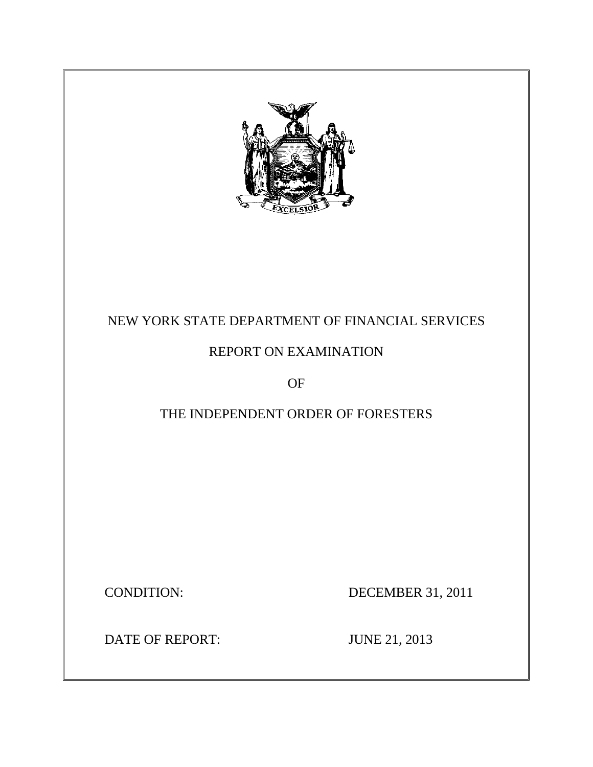NEW YORK STATE DEPARTMENT OF FINANCIAL SERVICES

REPORT ON EXAMINATION

OF

THE INDEPENDENT ORDER OF FORESTERS

CONDITION: DECEMBER 31, 2011

DATE OF REPORT: JUNE 21, 2013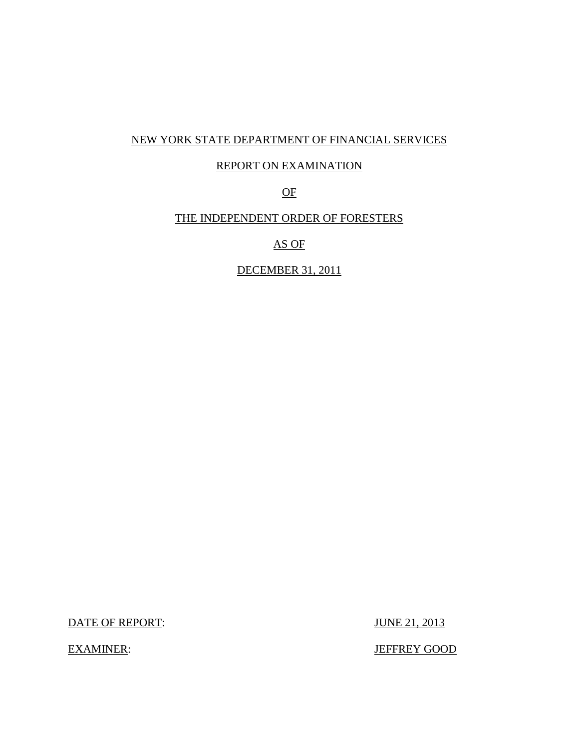NEW YORK STATE DEPARTMENT OF FINANCIAL SERVICES

REPORT ON EXAMINATION

OF

THE INDEPENDENT ORDER OF FORESTERS

AS OF

DECEMBER 31, 2011

DATE OF REPORT: JUNE 21, 2013

EXAMINER: JEFFREY GOOD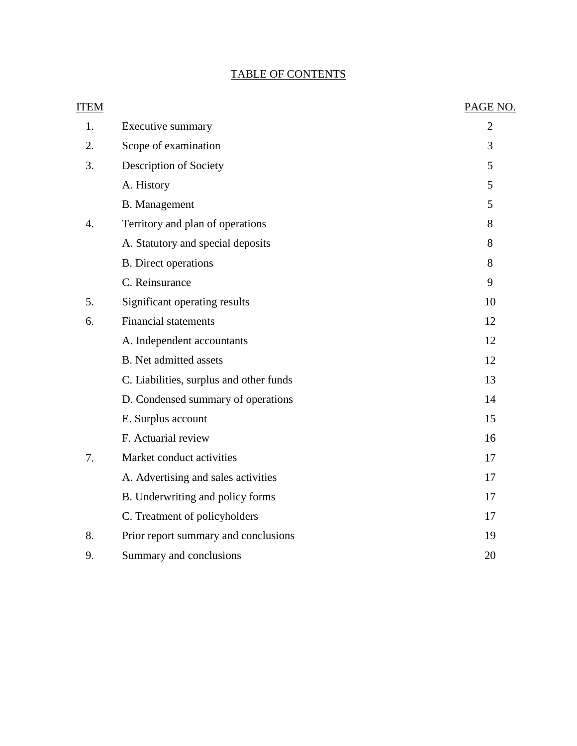# TABLE OF CONTENTS

| ITEM | | PAGE NO. |
|---|---|---|
| 1. | Executive summary | 2 |
| 2. | Scope of examination | 3 |
| 3. | Description of Society | 5 |
| | A. History | 5 |
| | B. Management | 5 |
| 4. | Territory and plan of operations | 8 |
| | A. Statutory and special deposits | 8 |
| | B. Direct operations | 8 |
| | C. Reinsurance | 9 |
| 5. | Significant operating results | 10 |
| 6. | Financial statements | 12 |
| | A. Independent accountants | 12 |
| | B. Net admitted assets | 12 |
| | C. Liabilities, surplus and other funds | 13 |
| | D. Condensed summary of operations | 14 |
| | E. Surplus account | 15 |
| | F. Actuarial review | 16 |
| 7. | Market conduct activities | 17 |
| | A. Advertising and sales activities | 17 |
| | B. Underwriting and policy forms | 17 |
| | C. Treatment of policyholders | 17 |
| 8. | Prior report summary and conclusions | 19 |
| 9. | Summary and conclusions | 20 |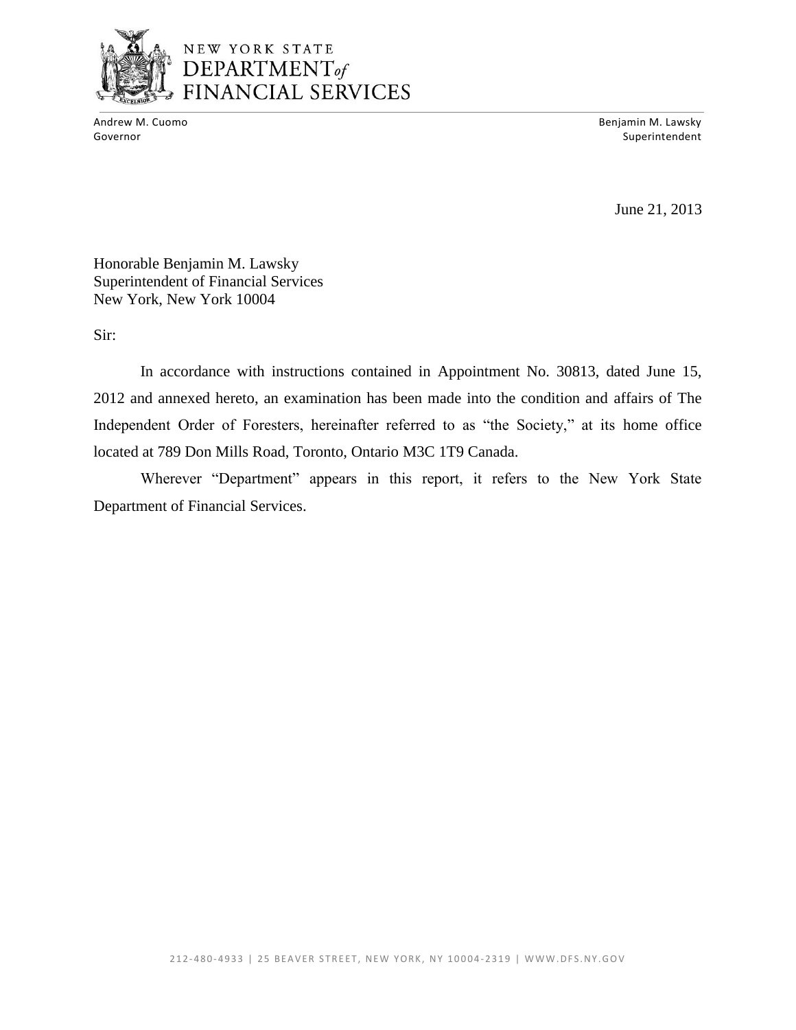NEW YORK STATE
DEPARTMENT *of*
FINANCIAL SERVICES

Andrew M. Cuomo
Governor

Benjamin M. Lawsky
Superintendent

June 21, 2013

Honorable Benjamin M. Lawsky
Superintendent of Financial Services
New York, New York 10004

Sir:

In accordance with instructions contained in Appointment No. 30813, dated June 15, 2012 and annexed hereto, an examination has been made into the condition and affairs of The Independent Order of Foresters, hereinafter referred to as "the Society," at its home office located at 789 Don Mills Road, Toronto, Ontario M3C 1T9 Canada.

Wherever "Department" appears in this report, it refers to the New York State Department of Financial Services.

212-480-4933 | 25 BEAVER STREET, NEW YORK, NY 10004-2319 | WWW.DFS.NY.GOV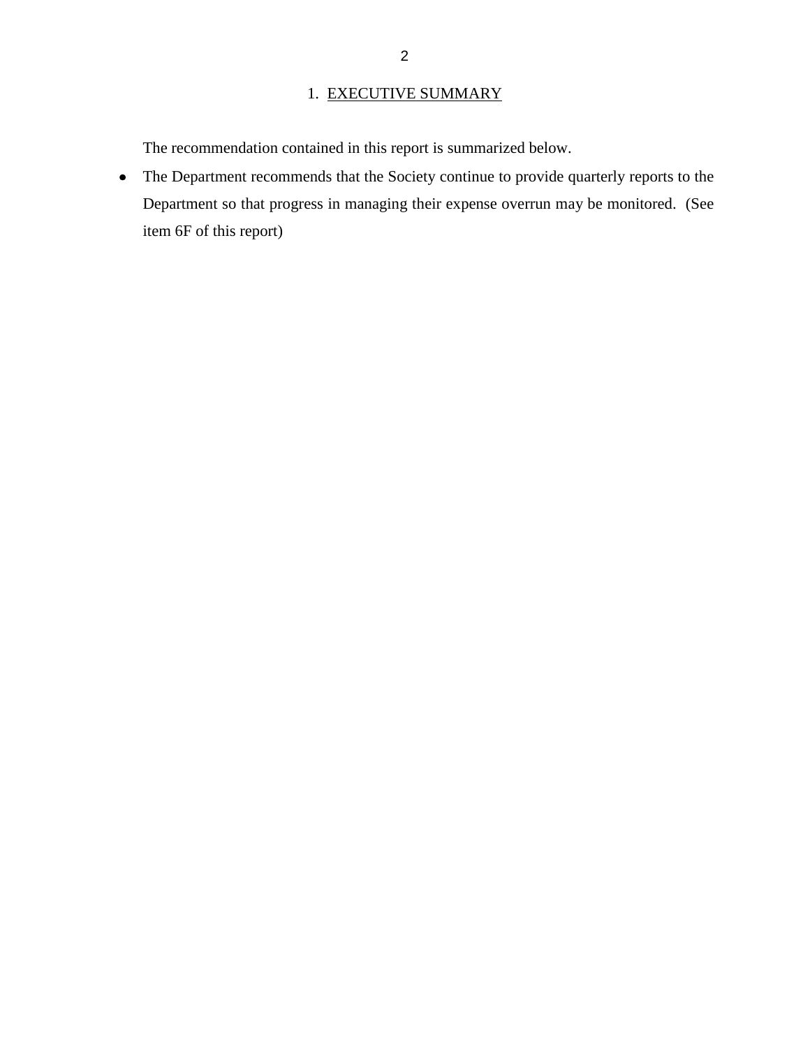# 1. EXECUTIVE SUMMARY

The recommendation contained in this report is summarized below.

- The Department recommends that the Society continue to provide quarterly reports to the Department so that progress in managing their expense overrun may be monitored. (See item 6F of this report)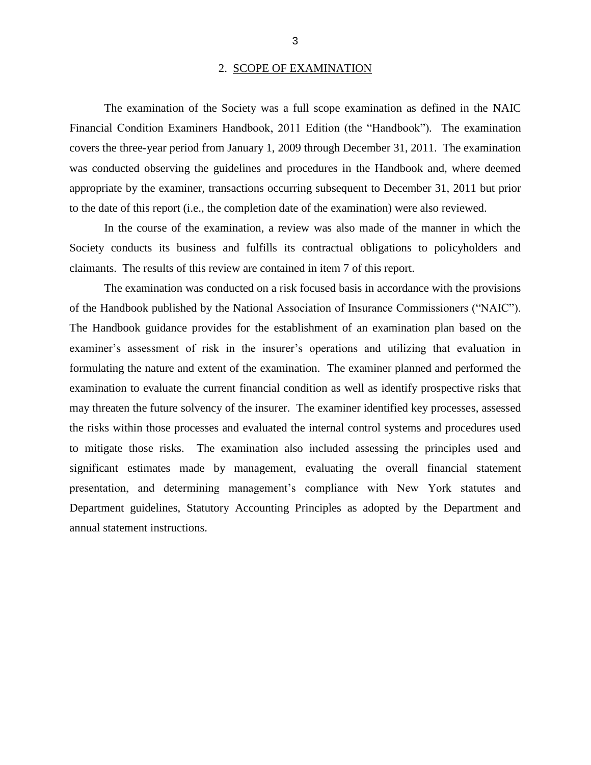## 2. SCOPE OF EXAMINATION

The examination of the Society was a full scope examination as defined in the NAIC Financial Condition Examiners Handbook, 2011 Edition (the "Handbook"). The examination covers the three-year period from January 1, 2009 through December 31, 2011. The examination was conducted observing the guidelines and procedures in the Handbook and, where deemed appropriate by the examiner, transactions occurring subsequent to December 31, 2011 but prior to the date of this report (i.e., the completion date of the examination) were also reviewed.

In the course of the examination, a review was also made of the manner in which the Society conducts its business and fulfills its contractual obligations to policyholders and claimants. The results of this review are contained in item 7 of this report.

The examination was conducted on a risk focused basis in accordance with the provisions of the Handbook published by the National Association of Insurance Commissioners ("NAIC"). The Handbook guidance provides for the establishment of an examination plan based on the examiner's assessment of risk in the insurer's operations and utilizing that evaluation in formulating the nature and extent of the examination. The examiner planned and performed the examination to evaluate the current financial condition as well as identify prospective risks that may threaten the future solvency of the insurer. The examiner identified key processes, assessed the risks within those processes and evaluated the internal control systems and procedures used to mitigate those risks. The examination also included assessing the principles used and significant estimates made by management, evaluating the overall financial statement presentation, and determining management's compliance with New York statutes and Department guidelines, Statutory Accounting Principles as adopted by the Department and annual statement instructions.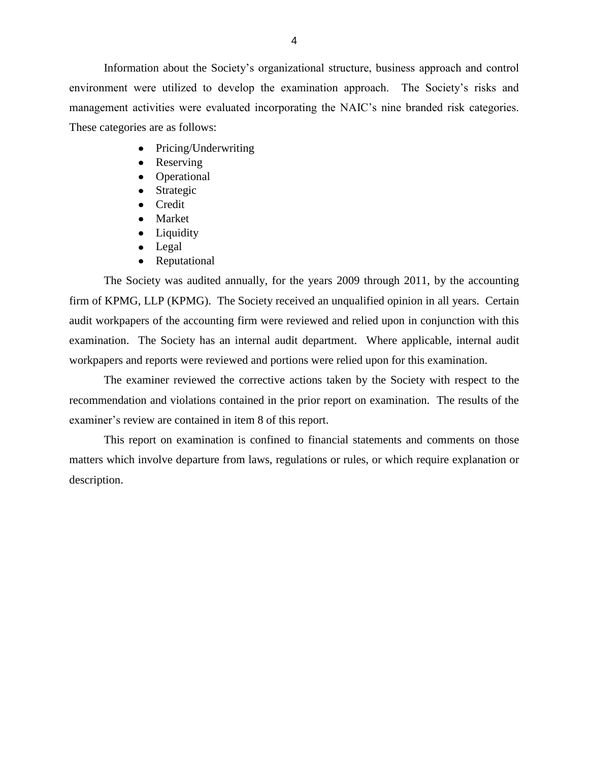Information about the Society's organizational structure, business approach and control environment were utilized to develop the examination approach. The Society's risks and management activities were evaluated incorporating the NAIC's nine branded risk categories. These categories are as follows:

- Pricing/Underwriting
- Reserving
- Operational
- Strategic
- Credit
- Market
- Liquidity
- Legal
- Reputational

The Society was audited annually, for the years 2009 through 2011, by the accounting firm of KPMG, LLP (KPMG). The Society received an unqualified opinion in all years. Certain audit workpapers of the accounting firm were reviewed and relied upon in conjunction with this examination. The Society has an internal audit department. Where applicable, internal audit workpapers and reports were reviewed and portions were relied upon for this examination.

The examiner reviewed the corrective actions taken by the Society with respect to the recommendation and violations contained in the prior report on examination. The results of the examiner's review are contained in item 8 of this report.

This report on examination is confined to financial statements and comments on those matters which involve departure from laws, regulations or rules, or which require explanation or description.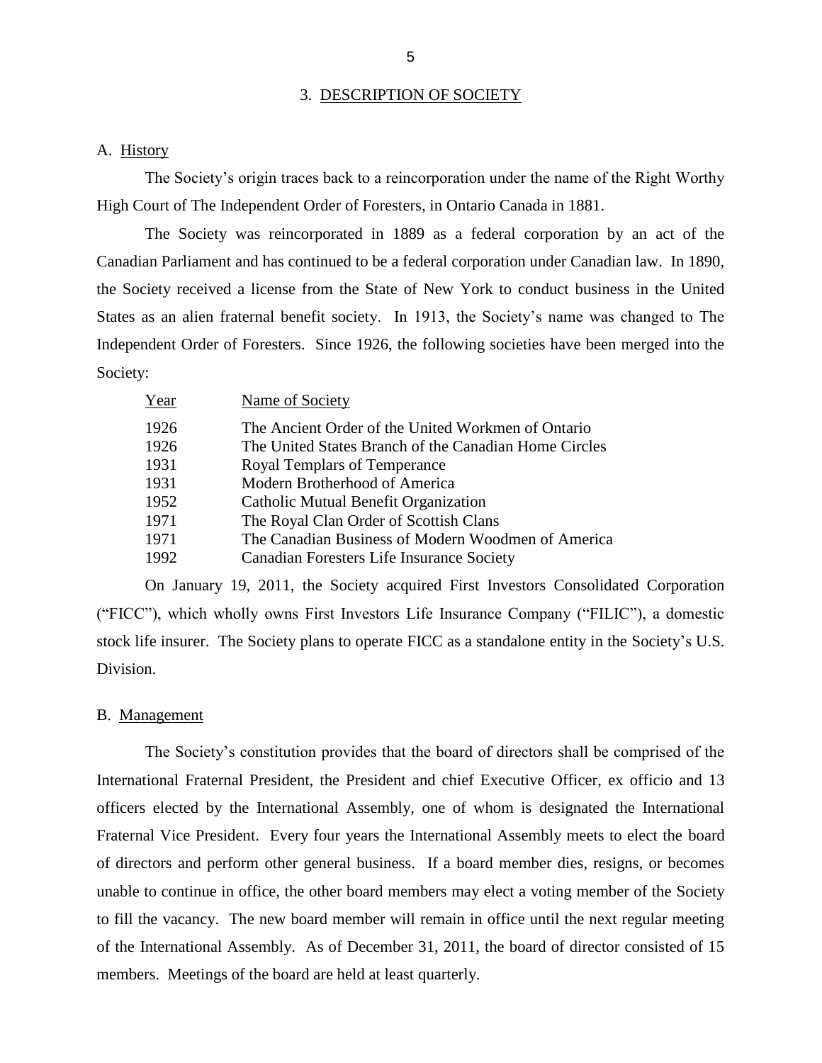## 3. DESCRIPTION OF SOCIETY

### A. History

The Society's origin traces back to a reincorporation under the name of the Right Worthy High Court of The Independent Order of Foresters, in Ontario Canada in 1881.

The Society was reincorporated in 1889 as a federal corporation by an act of the Canadian Parliament and has continued to be a federal corporation under Canadian law. In 1890, the Society received a license from the State of New York to conduct business in the United States as an alien fraternal benefit society. In 1913, the Society's name was changed to The Independent Order of Foresters. Since 1926, the following societies have been merged into the Society:

| Year | Name of Society |
|---|---|
| 1926 | The Ancient Order of the United Workmen of Ontario |
| 1926 | The United States Branch of the Canadian Home Circles |
| 1931 | Royal Templars of Temperance |
| 1931 | Modern Brotherhood of America |
| 1952 | Catholic Mutual Benefit Organization |
| 1971 | The Royal Clan Order of Scottish Clans |
| 1971 | The Canadian Business of Modern Woodmen of America |
| 1992 | Canadian Foresters Life Insurance Society |

On January 19, 2011, the Society acquired First Investors Consolidated Corporation ("FICC"), which wholly owns First Investors Life Insurance Company ("FILIC"), a domestic stock life insurer. The Society plans to operate FICC as a standalone entity in the Society's U.S. Division.

### B. Management

The Society's constitution provides that the board of directors shall be comprised of the International Fraternal President, the President and chief Executive Officer, ex officio and 13 officers elected by the International Assembly, one of whom is designated the International Fraternal Vice President. Every four years the International Assembly meets to elect the board of directors and perform other general business. If a board member dies, resigns, or becomes unable to continue in office, the other board members may elect a voting member of the Society to fill the vacancy. The new board member will remain in office until the next regular meeting of the International Assembly. As of December 31, 2011, the board of director consisted of 15 members. Meetings of the board are held at least quarterly.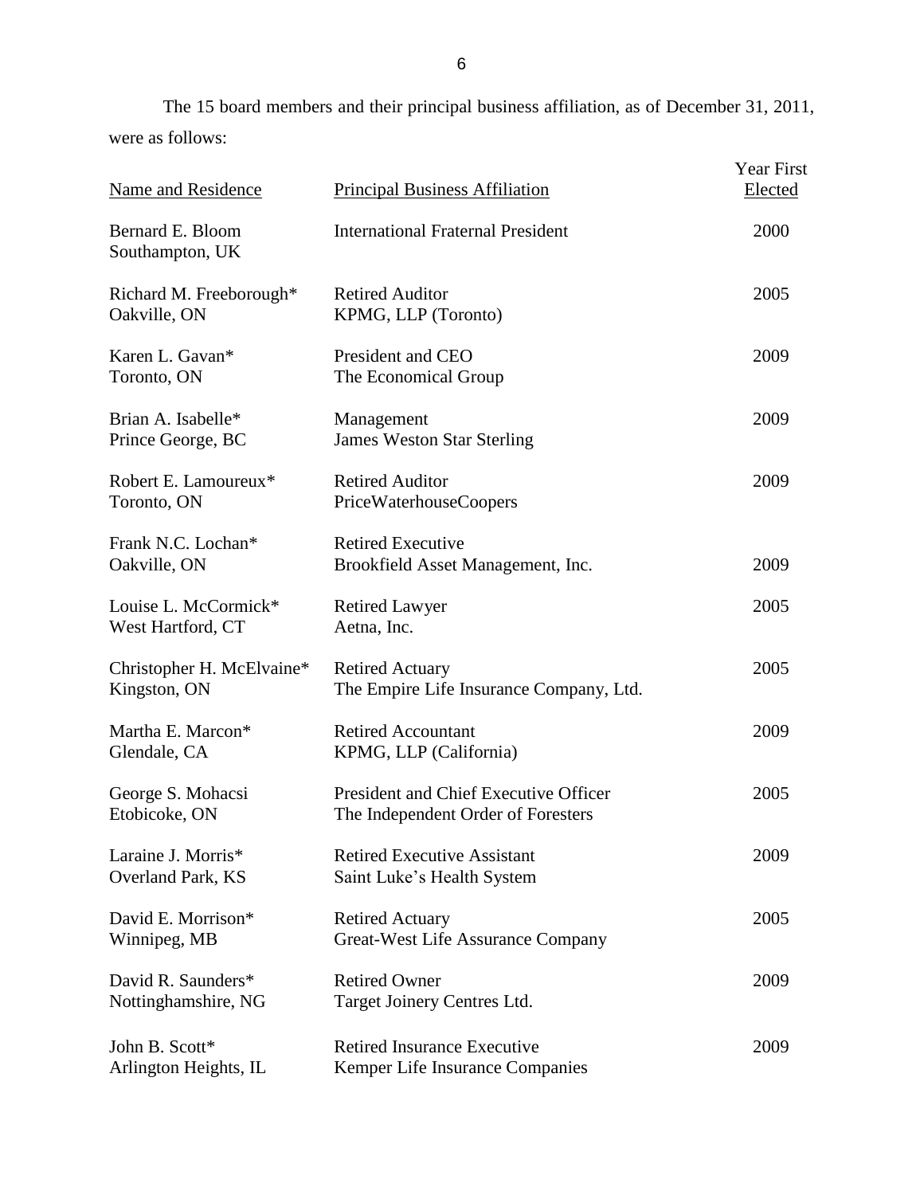The 15 board members and their principal business affiliation, as of December 31, 2011, were as follows:

| Name and Residence | Principal Business Affiliation | Year First Elected |
|---|---|---|
| Bernard E. Bloom<br>Southampton, UK | International Fraternal President | 2000 |
| Richard M. Freeborough*<br>Oakville, ON | Retired Auditor<br>KPMG, LLP (Toronto) | 2005 |
| Karen L. Gavan*<br>Toronto, ON | President and CEO<br>The Economical Group | 2009 |
| Brian A. Isabelle*<br>Prince George, BC | Management<br>James Weston Star Sterling | 2009 |
| Robert E. Lamoureux*<br>Toronto, ON | Retired Auditor<br>PriceWaterhouseCoopers | 2009 |
| Frank N.C. Lochan*<br>Oakville, ON | Retired Executive<br>Brookfield Asset Management, Inc. | 2009 |
| Louise L. McCormick*<br>West Hartford, CT | Retired Lawyer<br>Aetna, Inc. | 2005 |
| Christopher H. McElvaine*<br>Kingston, ON | Retired Actuary<br>The Empire Life Insurance Company, Ltd. | 2005 |
| Martha E. Marcon*<br>Glendale, CA | Retired Accountant<br>KPMG, LLP (California) | 2009 |
| George S. Mohacsi<br>Etobicoke, ON | President and Chief Executive Officer<br>The Independent Order of Foresters | 2005 |
| Laraine J. Morris*<br>Overland Park, KS | Retired Executive Assistant<br>Saint Luke's Health System | 2009 |
| David E. Morrison*<br>Winnipeg, MB | Retired Actuary<br>Great-West Life Assurance Company | 2005 |
| David R. Saunders*<br>Nottinghamshire, NG | Retired Owner<br>Target Joinery Centres Ltd. | 2009 |
| John B. Scott*<br>Arlington Heights, IL | Retired Insurance Executive<br>Kemper Life Insurance Companies | 2009 |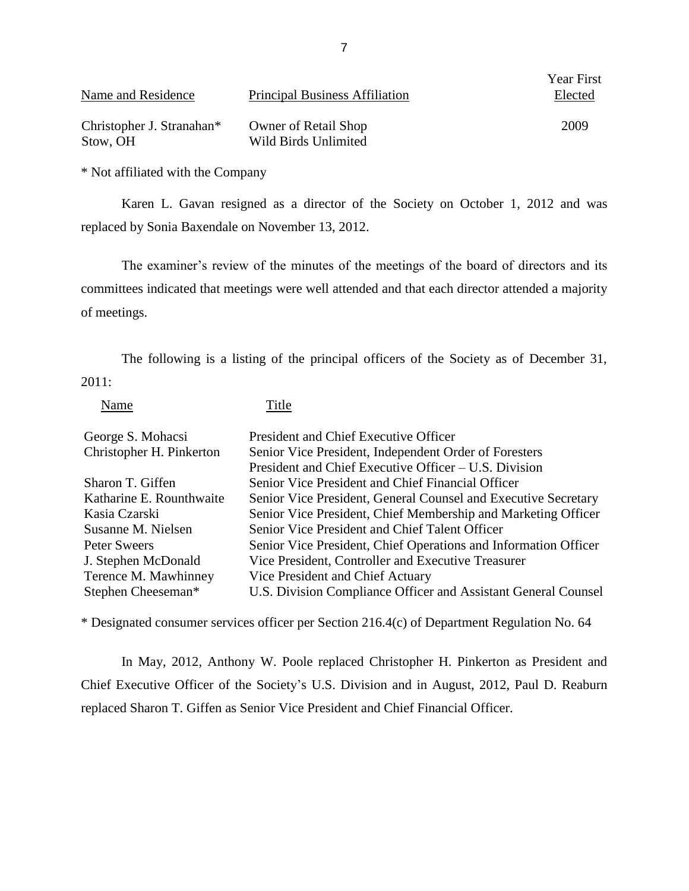| Name and Residence | Principal Business Affiliation | Year First Elected |
|---|---|---|
| Christopher J. Stranahan* Stow, OH | Owner of Retail Shop Wild Birds Unlimited | 2009 |

* Not affiliated with the Company

Karen L. Gavan resigned as a director of the Society on October 1, 2012 and was replaced by Sonia Baxendale on November 13, 2012.

The examiner's review of the minutes of the meetings of the board of directors and its committees indicated that meetings were well attended and that each director attended a majority of meetings.

The following is a listing of the principal officers of the Society as of December 31, 2011:

| Name | Title |
|---|---|
| George S. Mohacsi | President and Chief Executive Officer |
| Christopher H. Pinkerton | Senior Vice President, Independent Order of Foresters President and Chief Executive Officer – U.S. Division |
| Sharon T. Giffen | Senior Vice President and Chief Financial Officer |
| Katharine E. Rounthwaite | Senior Vice President, General Counsel and Executive Secretary |
| Kasia Czarski | Senior Vice President, Chief Membership and Marketing Officer |
| Susanne M. Nielsen | Senior Vice President and Chief Talent Officer |
| Peter Sweers | Senior Vice President, Chief Operations and Information Officer |
| J. Stephen McDonald | Vice President, Controller and Executive Treasurer |
| Terence M. Mawhinney | Vice President and Chief Actuary |
| Stephen Cheeseman* | U.S. Division Compliance Officer and Assistant General Counsel |

* Designated consumer services officer per Section 216.4(c) of Department Regulation No. 64

In May, 2012, Anthony W. Poole replaced Christopher H. Pinkerton as President and Chief Executive Officer of the Society's U.S. Division and in August, 2012, Paul D. Reaburn replaced Sharon T. Giffen as Senior Vice President and Chief Financial Officer.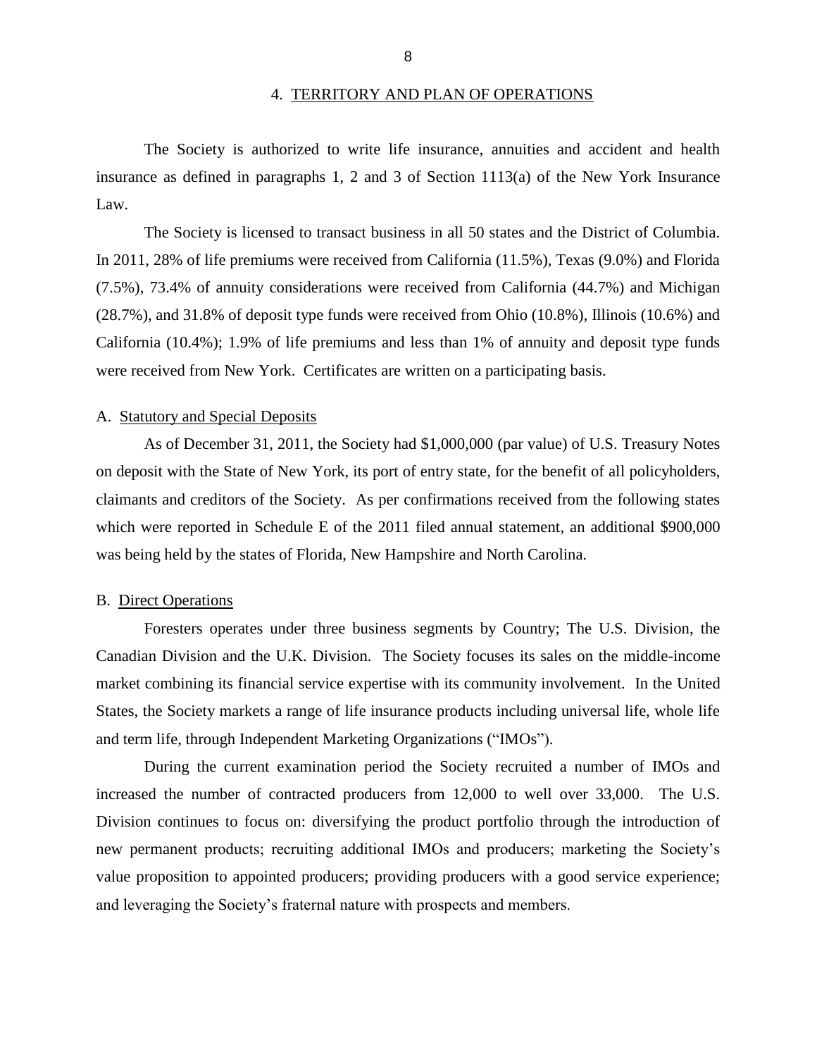## 4. TERRITORY AND PLAN OF OPERATIONS

The Society is authorized to write life insurance, annuities and accident and health insurance as defined in paragraphs 1, 2 and 3 of Section 1113(a) of the New York Insurance Law.

The Society is licensed to transact business in all 50 states and the District of Columbia. In 2011, 28% of life premiums were received from California (11.5%), Texas (9.0%) and Florida (7.5%), 73.4% of annuity considerations were received from California (44.7%) and Michigan (28.7%), and 31.8% of deposit type funds were received from Ohio (10.8%), Illinois (10.6%) and California (10.4%); 1.9% of life premiums and less than 1% of annuity and deposit type funds were received from New York. Certificates are written on a participating basis.

### A. Statutory and Special Deposits

As of December 31, 2011, the Society had $1,000,000 (par value) of U.S. Treasury Notes on deposit with the State of New York, its port of entry state, for the benefit of all policyholders, claimants and creditors of the Society. As per confirmations received from the following states which were reported in Schedule E of the 2011 filed annual statement, an additional $900,000 was being held by the states of Florida, New Hampshire and North Carolina.

### B. Direct Operations

Foresters operates under three business segments by Country; The U.S. Division, the Canadian Division and the U.K. Division. The Society focuses its sales on the middle-income market combining its financial service expertise with its community involvement. In the United States, the Society markets a range of life insurance products including universal life, whole life and term life, through Independent Marketing Organizations ("IMOs").

During the current examination period the Society recruited a number of IMOs and increased the number of contracted producers from 12,000 to well over 33,000. The U.S. Division continues to focus on: diversifying the product portfolio through the introduction of new permanent products; recruiting additional IMOs and producers; marketing the Society's value proposition to appointed producers; providing producers with a good service experience; and leveraging the Society's fraternal nature with prospects and members.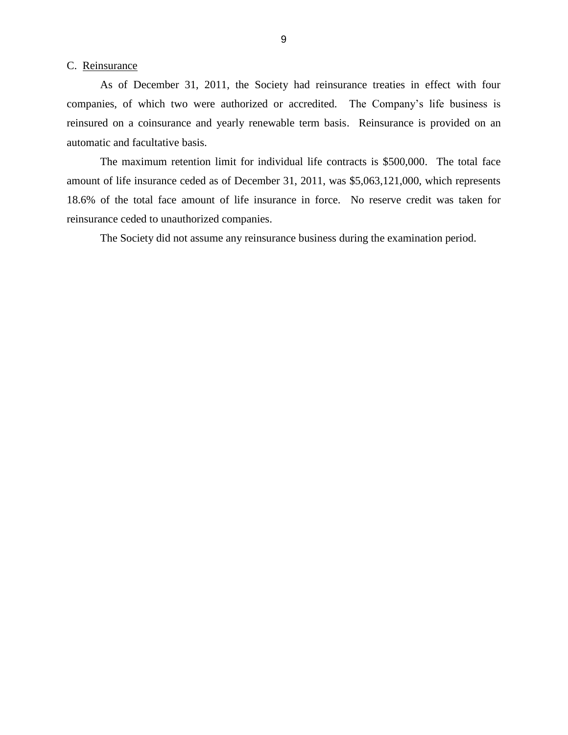C. Reinsurance

As of December 31, 2011, the Society had reinsurance treaties in effect with four companies, of which two were authorized or accredited. The Company's life business is reinsured on a coinsurance and yearly renewable term basis. Reinsurance is provided on an automatic and facultative basis.

The maximum retention limit for individual life contracts is $500,000. The total face amount of life insurance ceded as of December 31, 2011, was $5,063,121,000, which represents 18.6% of the total face amount of life insurance in force. No reserve credit was taken for reinsurance ceded to unauthorized companies.

The Society did not assume any reinsurance business during the examination period.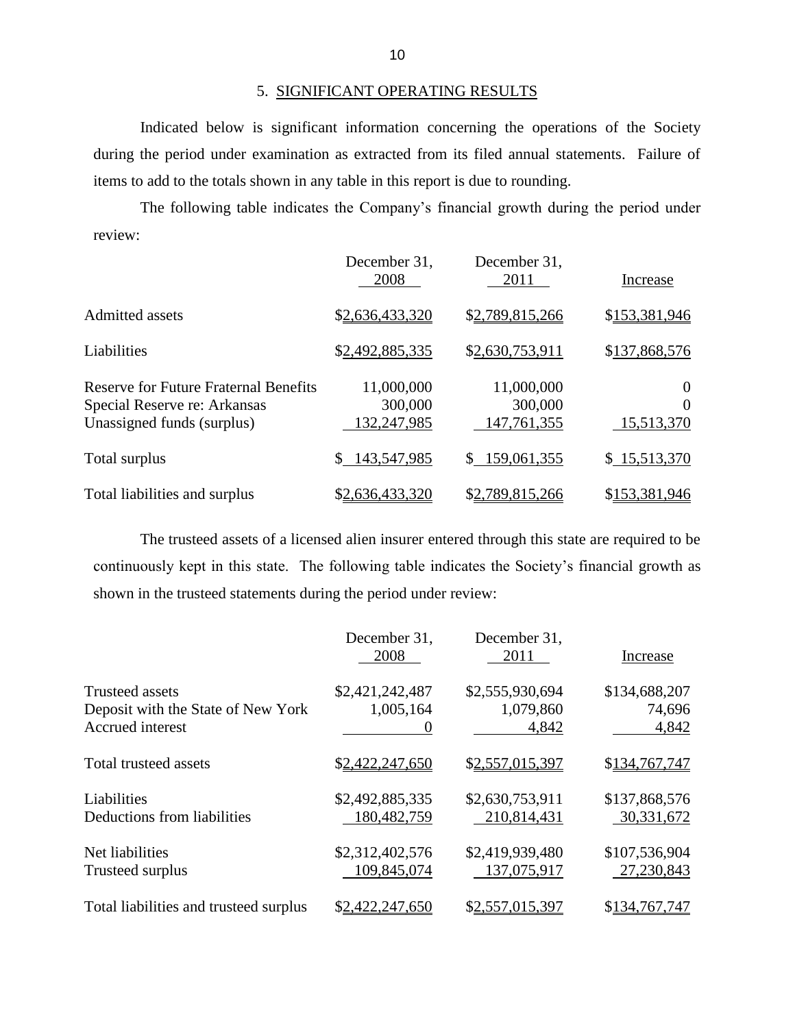## 5. SIGNIFICANT OPERATING RESULTS

Indicated below is significant information concerning the operations of the Society during the period under examination as extracted from its filed annual statements. Failure of items to add to the totals shown in any table in this report is due to rounding.

The following table indicates the Company's financial growth during the period under review:

| | December 31, 2008 | December 31, 2011 | Increase |
|---|---|---|---|
| Admitted assets | $2,636,433,320 | $2,789,815,266 | $153,381,946 |
| Liabilities | $2,492,885,335 | $2,630,753,911 | $137,868,576 |
| Reserve for Future Fraternal Benefits | 11,000,000 | 11,000,000 | 0 |
| Special Reserve re: Arkansas | 300,000 | 300,000 | 0 |
| Unassigned funds (surplus) | 132,247,985 | 147,761,355 | 15,513,370 |
| Total surplus | $ 143,547,985 | $ 159,061,355 | $ 15,513,370 |
| Total liabilities and surplus | $2,636,433,320 | $2,789,815,266 | $153,381,946 |

The trusteed assets of a licensed alien insurer entered through this state are required to be continuously kept in this state. The following table indicates the Society's financial growth as shown in the trusteed statements during the period under review:

| | December 31, 2008 | December 31, 2011 | Increase |
|---|---|---|---|
| Trusteed assets | $2,421,242,487 | $2,555,930,694 | $134,688,207 |
| Deposit with the State of New York | 1,005,164 | 1,079,860 | 74,696 |
| Accrued interest | 0 | 4,842 | 4,842 |
| Total trusteed assets | $2,422,247,650 | $2,557,015,397 | $134,767,747 |
| Liabilities | $2,492,885,335 | $2,630,753,911 | $137,868,576 |
| Deductions from liabilities | 180,482,759 | 210,814,431 | 30,331,672 |
| Net liabilities | $2,312,402,576 | $2,419,939,480 | $107,536,904 |
| Trusteed surplus | 109,845,074 | 137,075,917 | 27,230,843 |
| Total liabilities and trusteed surplus | $2,422,247,650 | $2,557,015,397 | $134,767,747 |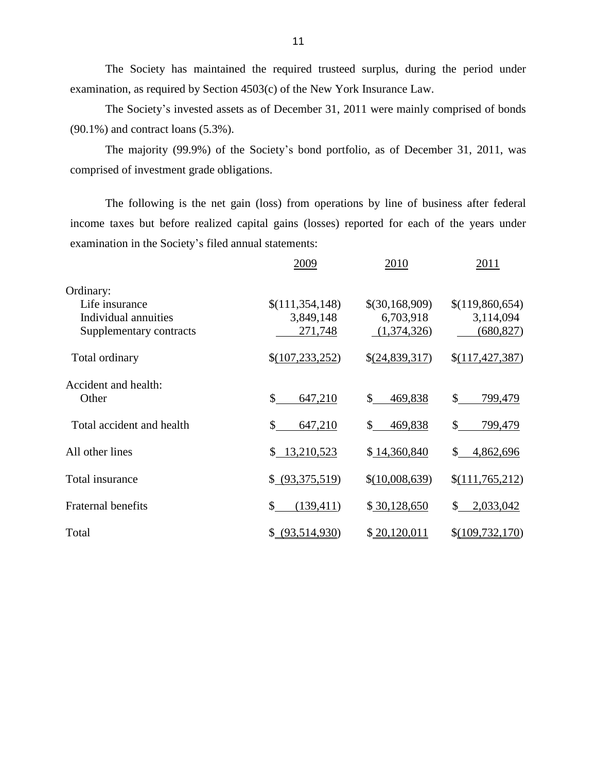The Society has maintained the required trusteed surplus, during the period under examination, as required by Section 4503(c) of the New York Insurance Law.

The Society's invested assets as of December 31, 2011 were mainly comprised of bonds (90.1%) and contract loans (5.3%).

The majority (99.9%) of the Society's bond portfolio, as of December 31, 2011, was comprised of investment grade obligations.

The following is the net gain (loss) from operations by line of business after federal income taxes but before realized capital gains (losses) reported for each of the years under examination in the Society's filed annual statements:

| | 2009 | 2010 | 2011 |
|---|---|---|---|
| Ordinary: | | | |
| Life insurance | $(111,354,148) | $(30,168,909) | $(119,860,654) |
| Individual annuities | 3,849,148 | 6,703,918 | 3,114,094 |
| Supplementary contracts | 271,748 | (1,374,326) | (680,827) |
| Total ordinary | $(107,233,252) | $(24,839,317) | $(117,427,387) |
| Accident and health: | | | |
| Other | $ 647,210 | $ 469,838 | $ 799,479 |
| Total accident and health | $ 647,210 | $ 469,838 | $ 799,479 |
| All other lines | $ 13,210,523 | $ 14,360,840 | $ 4,862,696 |
| Total insurance | $ (93,375,519) | $(10,008,639) | $(111,765,212) |
| Fraternal benefits | $ (139,411) | $ 30,128,650 | $ 2,033,042 |
| Total | $ (93,514,930) | $ 20,120,011 | $(109,732,170) |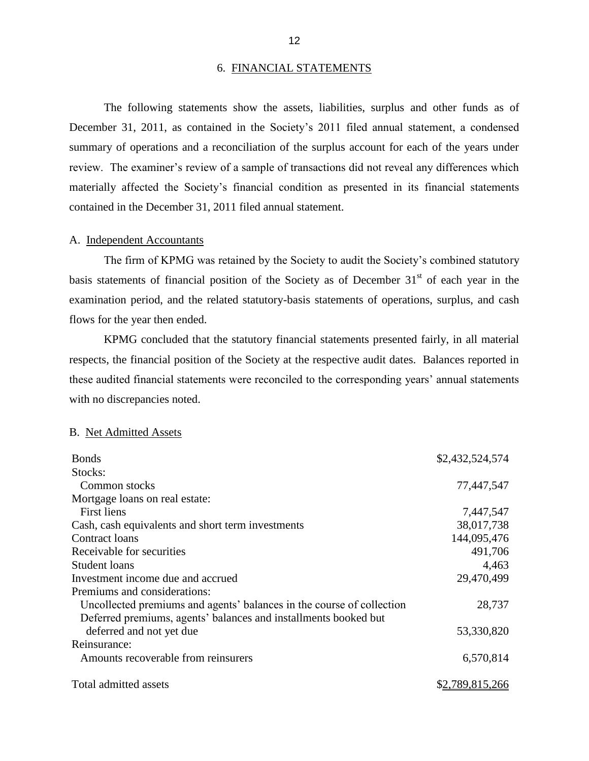## 6. FINANCIAL STATEMENTS

The following statements show the assets, liabilities, surplus and other funds as of December 31, 2011, as contained in the Society's 2011 filed annual statement, a condensed summary of operations and a reconciliation of the surplus account for each of the years under review. The examiner's review of a sample of transactions did not reveal any differences which materially affected the Society's financial condition as presented in its financial statements contained in the December 31, 2011 filed annual statement.

### A. Independent Accountants

The firm of KPMG was retained by the Society to audit the Society's combined statutory basis statements of financial position of the Society as of December 31st of each year in the examination period, and the related statutory-basis statements of operations, surplus, and cash flows for the year then ended.

KPMG concluded that the statutory financial statements presented fairly, in all material respects, the financial position of the Society at the respective audit dates. Balances reported in these audited financial statements were reconciled to the corresponding years' annual statements with no discrepancies noted.

### B. Net Admitted Assets

| | |
|---|---|
| Bonds | $2,432,524,574 |
| Stocks: | |
| Common stocks | 77,447,547 |
| Mortgage loans on real estate: | |
| First liens | 7,447,547 |
| Cash, cash equivalents and short term investments | 38,017,738 |
| Contract loans | 144,095,476 |
| Receivable for securities | 491,706 |
| Student loans | 4,463 |
| Investment income due and accrued | 29,470,499 |
| Premiums and considerations: | |
| Uncollected premiums and agents' balances in the course of collection | 28,737 |
| Deferred premiums, agents' balances and installments booked but deferred and not yet due | 53,330,820 |
| Reinsurance: | |
| Amounts recoverable from reinsurers | 6,570,814 |
| Total admitted assets | $2,789,815,266 |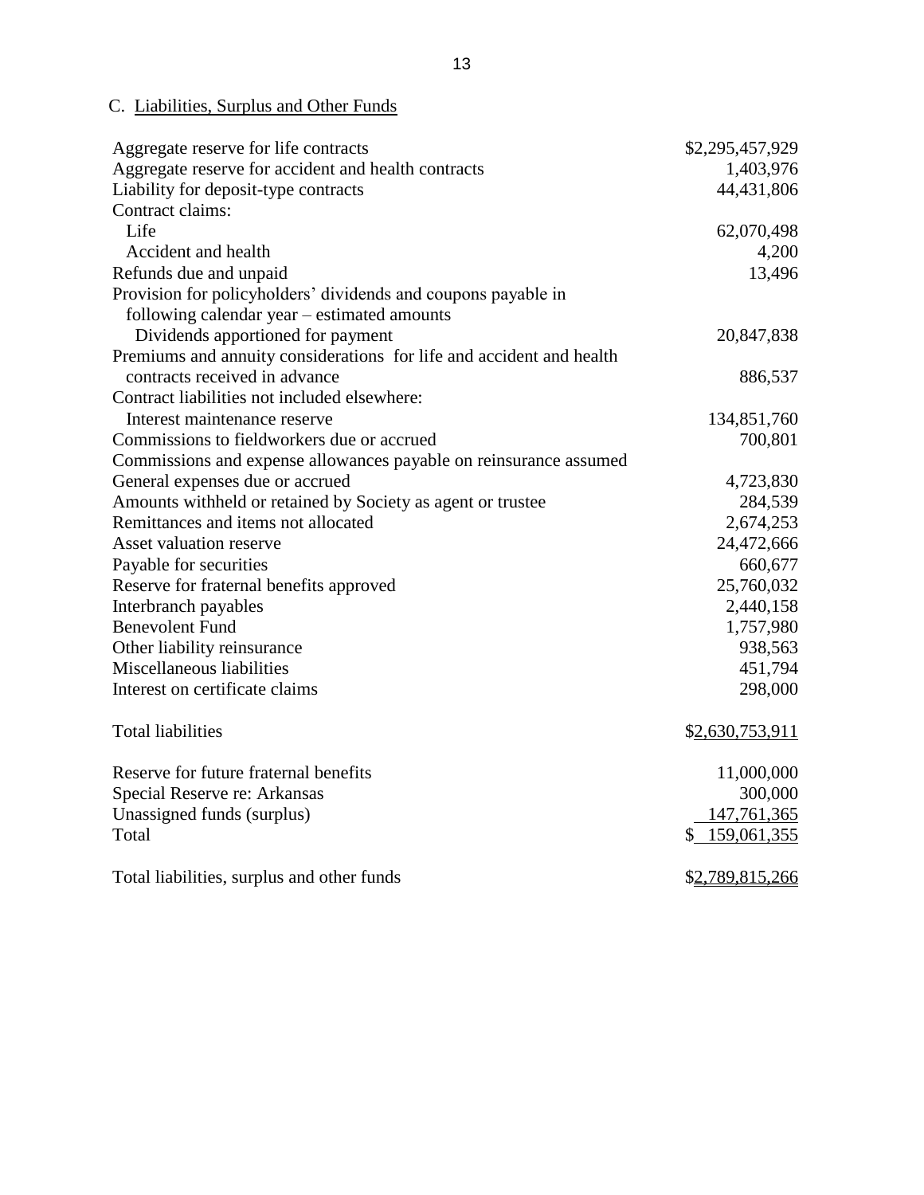## C. Liabilities, Surplus and Other Funds

| | |
|---|---|
| Aggregate reserve for life contracts | $2,295,457,929 |
| Aggregate reserve for accident and health contracts | 1,403,976 |
| Liability for deposit-type contracts | 44,431,806 |
| Contract claims: | |
| Life | 62,070,498 |
| Accident and health | 4,200 |
| Refunds due and unpaid | 13,496 |
| Provision for policyholders' dividends and coupons payable in following calendar year – estimated amounts | |
| Dividends apportioned for payment | 20,847,838 |
| Premiums and annuity considerations for life and accident and health contracts received in advance | 886,537 |
| Contract liabilities not included elsewhere: | |
| Interest maintenance reserve | 134,851,760 |
| Commissions to fieldworkers due or accrued | 700,801 |
| Commissions and expense allowances payable on reinsurance assumed | |
| General expenses due or accrued | 4,723,830 |
| Amounts withheld or retained by Society as agent or trustee | 284,539 |
| Remittances and items not allocated | 2,674,253 |
| Asset valuation reserve | 24,472,666 |
| Payable for securities | 660,677 |
| Reserve for fraternal benefits approved | 25,760,032 |
| Interbranch payables | 2,440,158 |
| Benevolent Fund | 1,757,980 |
| Other liability reinsurance | 938,563 |
| Miscellaneous liabilities | 451,794 |
| Interest on certificate claims | 298,000 |
| | |
| Total liabilities | $2,630,753,911 |
| | |
| Reserve for future fraternal benefits | 11,000,000 |
| Special Reserve re: Arkansas | 300,000 |
| Unassigned funds (surplus) | 147,761,365 |
| Total | $ 159,061,355 |
| | |
| Total liabilities, surplus and other funds | $2,789,815,266 |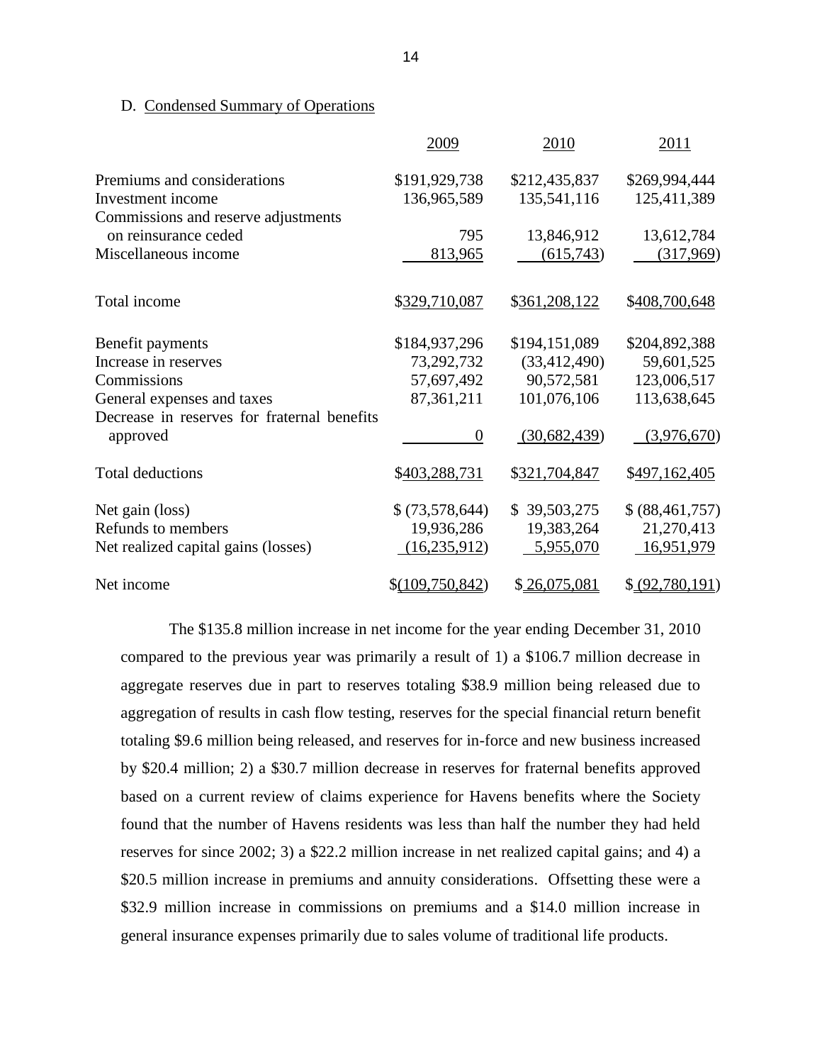D. Condensed Summary of Operations

| | 2009 | 2010 | 2011 |
|---|---|---|---|
| Premiums and considerations | $191,929,738 | $212,435,837 | $269,994,444 |
| Investment income | 136,965,589 | 135,541,116 | 125,411,389 |
| Commissions and reserve adjustments on reinsurance ceded | 795 | 13,846,912 | 13,612,784 |
| Miscellaneous income | 813,965 | (615,743) | (317,969) |
| Total income | $329,710,087 | $361,208,122 | $408,700,648 |
| Benefit payments | $184,937,296 | $194,151,089 | $204,892,388 |
| Increase in reserves | 73,292,732 | (33,412,490) | 59,601,525 |
| Commissions | 57,697,492 | 90,572,581 | 123,006,517 |
| General expenses and taxes | 87,361,211 | 101,076,106 | 113,638,645 |
| Decrease in reserves for fraternal benefits approved | 0 | (30,682,439) | (3,976,670) |
| Total deductions | $403,288,731 | $321,704,847 | $497,162,405 |
| Net gain (loss) | $ (73,578,644) | $ 39,503,275 | $ (88,461,757) |
| Refunds to members | 19,936,286 | 19,383,264 | 21,270,413 |
| Net realized capital gains (losses) | (16,235,912) | 5,955,070 | 16,951,979 |
| Net income | $(109,750,842) | $ 26,075,081 | $ (92,780,191) |

The $135.8 million increase in net income for the year ending December 31, 2010 compared to the previous year was primarily a result of 1) a $106.7 million decrease in aggregate reserves due in part to reserves totaling $38.9 million being released due to aggregation of results in cash flow testing, reserves for the special financial return benefit totaling $9.6 million being released, and reserves for in-force and new business increased by $20.4 million; 2) a $30.7 million decrease in reserves for fraternal benefits approved based on a current review of claims experience for Havens benefits where the Society found that the number of Havens residents was less than half the number they had held reserves for since 2002; 3) a $22.2 million increase in net realized capital gains; and 4) a $20.5 million increase in premiums and annuity considerations. Offsetting these were a $32.9 million increase in commissions on premiums and a $14.0 million increase in general insurance expenses primarily due to sales volume of traditional life products.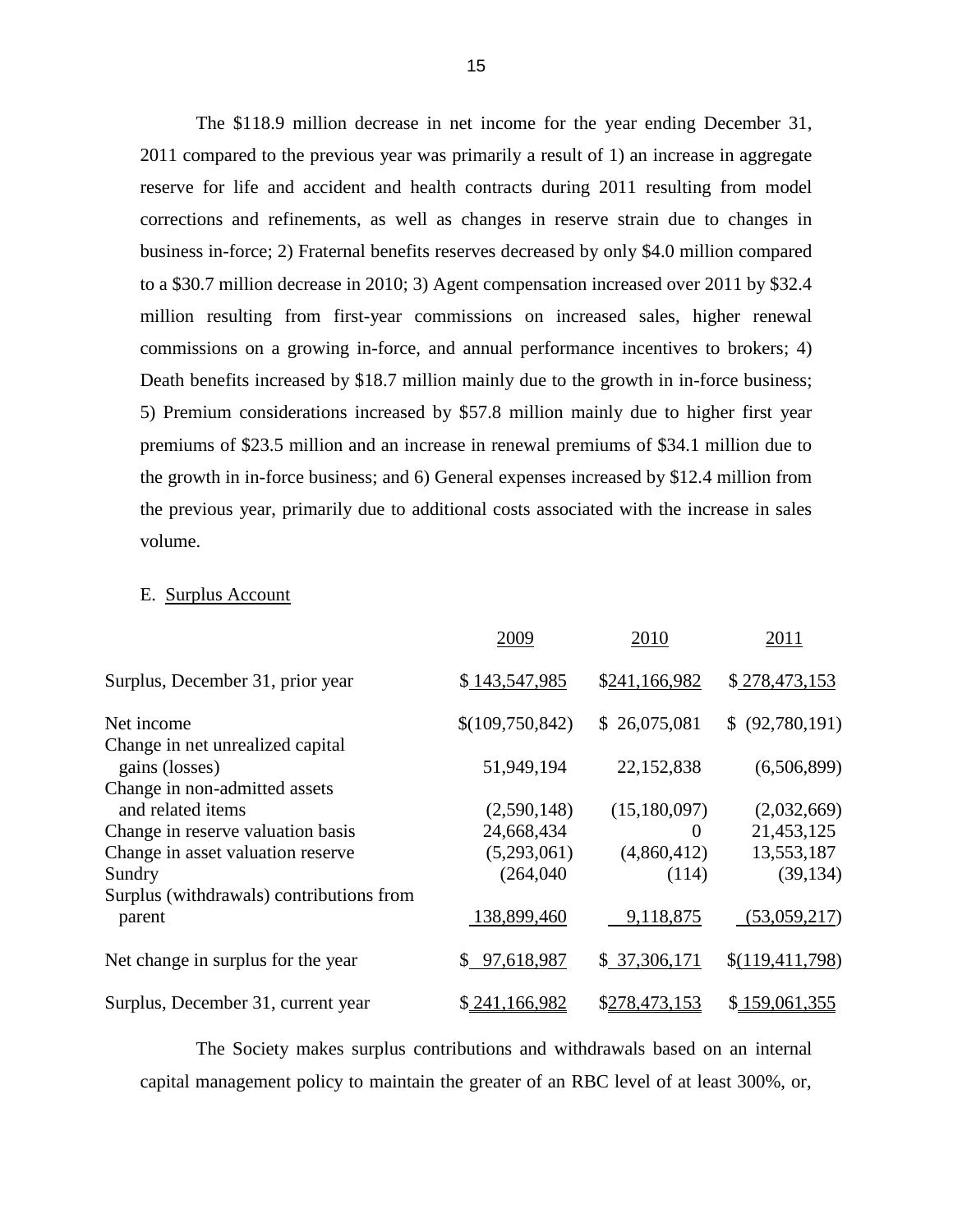The $118.9 million decrease in net income for the year ending December 31, 2011 compared to the previous year was primarily a result of 1) an increase in aggregate reserve for life and accident and health contracts during 2011 resulting from model corrections and refinements, as well as changes in reserve strain due to changes in business in-force; 2) Fraternal benefits reserves decreased by only $4.0 million compared to a $30.7 million decrease in 2010; 3) Agent compensation increased over 2011 by $32.4 million resulting from first-year commissions on increased sales, higher renewal commissions on a growing in-force, and annual performance incentives to brokers; 4) Death benefits increased by $18.7 million mainly due to the growth in in-force business; 5) Premium considerations increased by $57.8 million mainly due to higher first year premiums of $23.5 million and an increase in renewal premiums of $34.1 million due to the growth in in-force business; and 6) General expenses increased by $12.4 million from the previous year, primarily due to additional costs associated with the increase in sales volume.

E. Surplus Account

| | 2009 | 2010 | 2011 |
|---|---|---|---|
| Surplus, December 31, prior year | $ 143,547,985 | $241,166,982 | $ 278,473,153 |
| Net income | $(109,750,842) | $ 26,075,081 | $ (92,780,191) |
| Change in net unrealized capital gains (losses) | 51,949,194 | 22,152,838 | (6,506,899) |
| Change in non-admitted assets and related items | (2,590,148) | (15,180,097) | (2,032,669) |
| Change in reserve valuation basis | 24,668,434 | 0 | 21,453,125 |
| Change in asset valuation reserve | (5,293,061) | (4,860,412) | 13,553,187 |
| Sundry | (264,040 | (114) | (39,134) |
| Surplus (withdrawals) contributions from parent | 138,899,460 | 9,118,875 | (53,059,217) |
| Net change in surplus for the year | $ 97,618,987 | $ 37,306,171 | $(119,411,798) |
| Surplus, December 31, current year | $ 241,166,982 | $278,473,153 | $ 159,061,355 |

The Society makes surplus contributions and withdrawals based on an internal capital management policy to maintain the greater of an RBC level of at least 300%, or,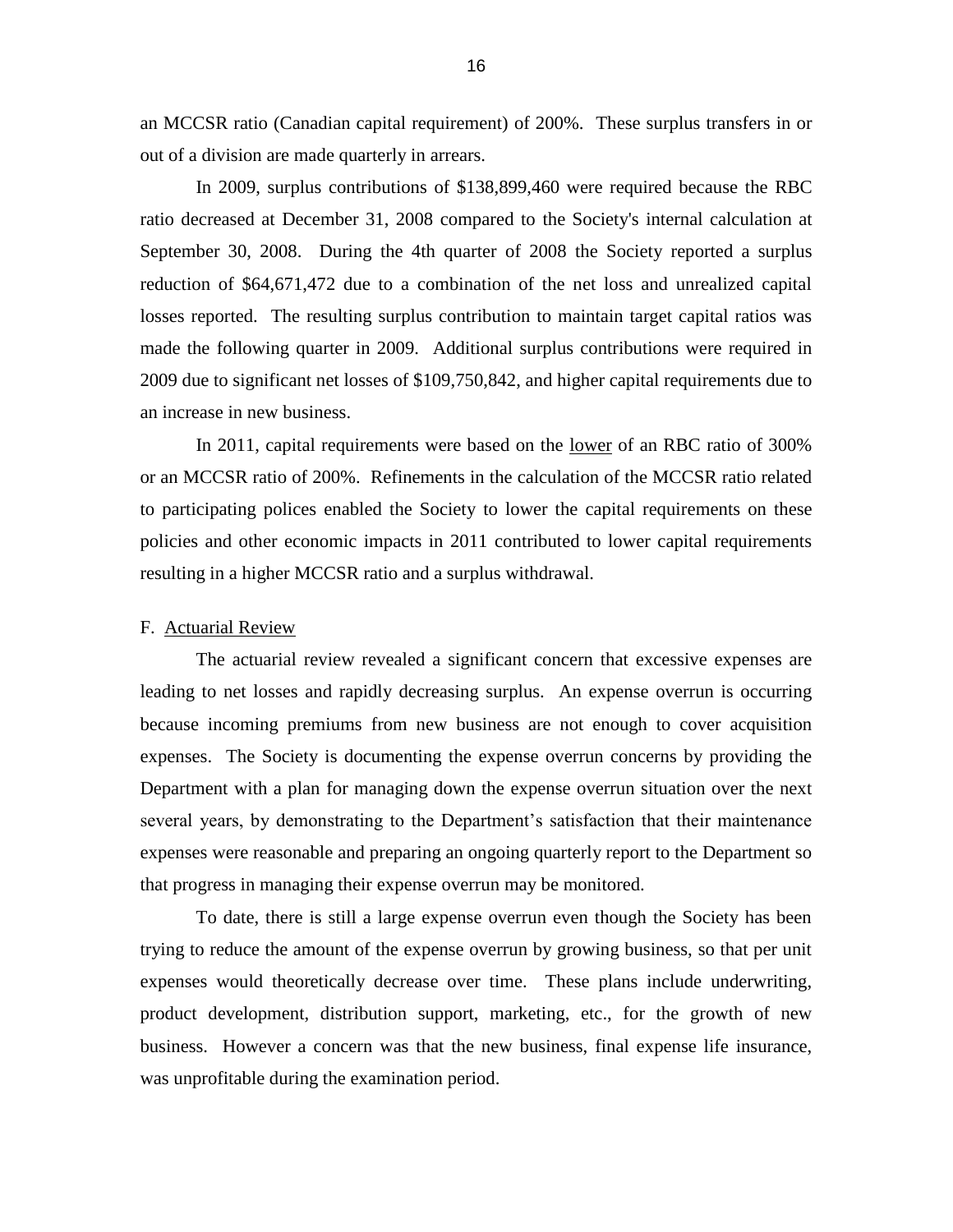an MCCSR ratio (Canadian capital requirement) of 200%. These surplus transfers in or out of a division are made quarterly in arrears.

In 2009, surplus contributions of $138,899,460 were required because the RBC ratio decreased at December 31, 2008 compared to the Society's internal calculation at September 30, 2008. During the 4th quarter of 2008 the Society reported a surplus reduction of $64,671,472 due to a combination of the net loss and unrealized capital losses reported. The resulting surplus contribution to maintain target capital ratios was made the following quarter in 2009. Additional surplus contributions were required in 2009 due to significant net losses of $109,750,842, and higher capital requirements due to an increase in new business.

In 2011, capital requirements were based on the lower of an RBC ratio of 300% or an MCCSR ratio of 200%. Refinements in the calculation of the MCCSR ratio related to participating polices enabled the Society to lower the capital requirements on these policies and other economic impacts in 2011 contributed to lower capital requirements resulting in a higher MCCSR ratio and a surplus withdrawal.

## F. Actuarial Review

The actuarial review revealed a significant concern that excessive expenses are leading to net losses and rapidly decreasing surplus. An expense overrun is occurring because incoming premiums from new business are not enough to cover acquisition expenses. The Society is documenting the expense overrun concerns by providing the Department with a plan for managing down the expense overrun situation over the next several years, by demonstrating to the Department's satisfaction that their maintenance expenses were reasonable and preparing an ongoing quarterly report to the Department so that progress in managing their expense overrun may be monitored.

To date, there is still a large expense overrun even though the Society has been trying to reduce the amount of the expense overrun by growing business, so that per unit expenses would theoretically decrease over time. These plans include underwriting, product development, distribution support, marketing, etc., for the growth of new business. However a concern was that the new business, final expense life insurance, was unprofitable during the examination period.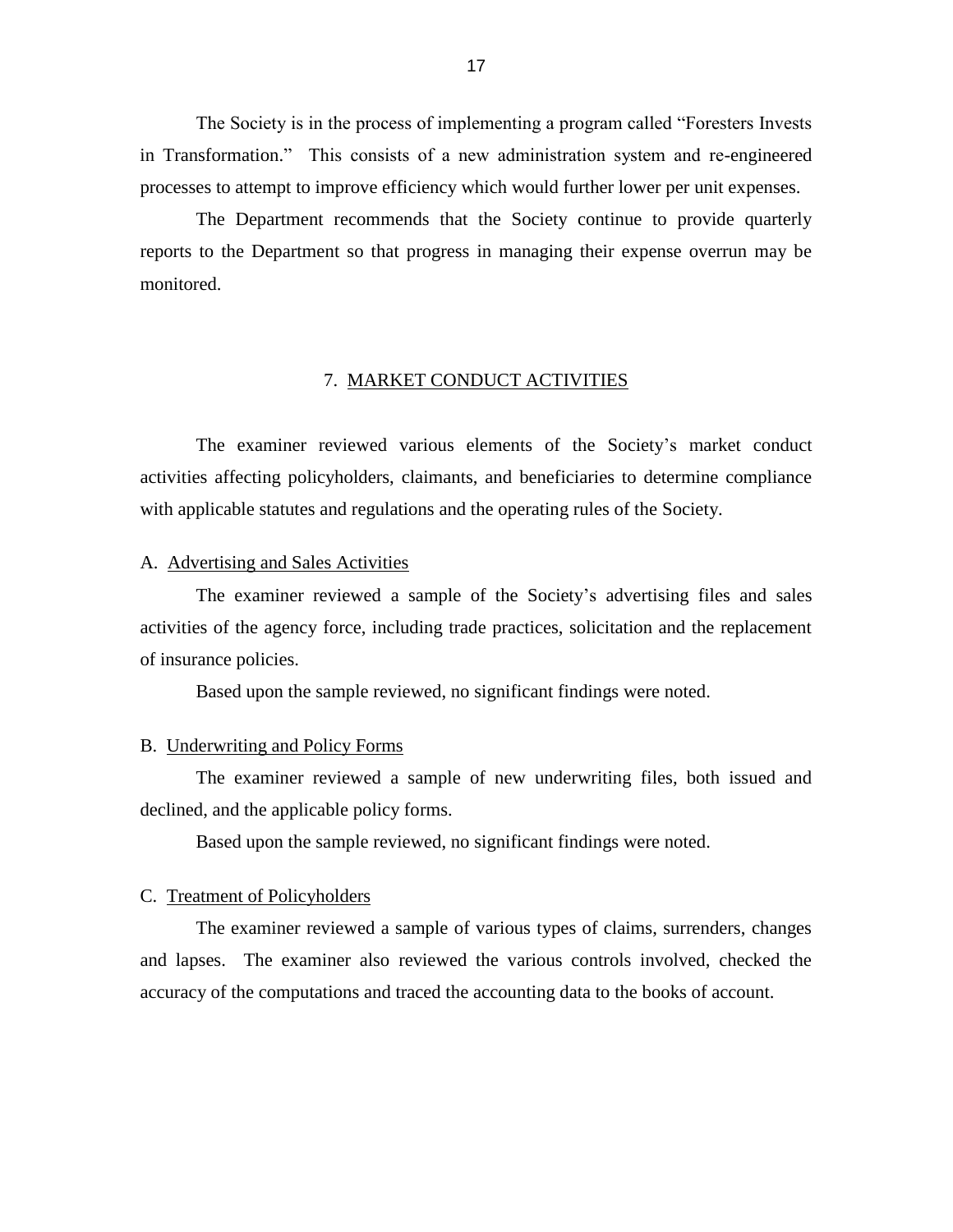The Society is in the process of implementing a program called "Foresters Invests in Transformation." This consists of a new administration system and re-engineered processes to attempt to improve efficiency which would further lower per unit expenses.

The Department recommends that the Society continue to provide quarterly reports to the Department so that progress in managing their expense overrun may be monitored.

## 7. MARKET CONDUCT ACTIVITIES

The examiner reviewed various elements of the Society's market conduct activities affecting policyholders, claimants, and beneficiaries to determine compliance with applicable statutes and regulations and the operating rules of the Society.

### A. Advertising and Sales Activities

The examiner reviewed a sample of the Society's advertising files and sales activities of the agency force, including trade practices, solicitation and the replacement of insurance policies.

Based upon the sample reviewed, no significant findings were noted.

### B. Underwriting and Policy Forms

The examiner reviewed a sample of new underwriting files, both issued and declined, and the applicable policy forms.

Based upon the sample reviewed, no significant findings were noted.

### C. Treatment of Policyholders

The examiner reviewed a sample of various types of claims, surrenders, changes and lapses. The examiner also reviewed the various controls involved, checked the accuracy of the computations and traced the accounting data to the books of account.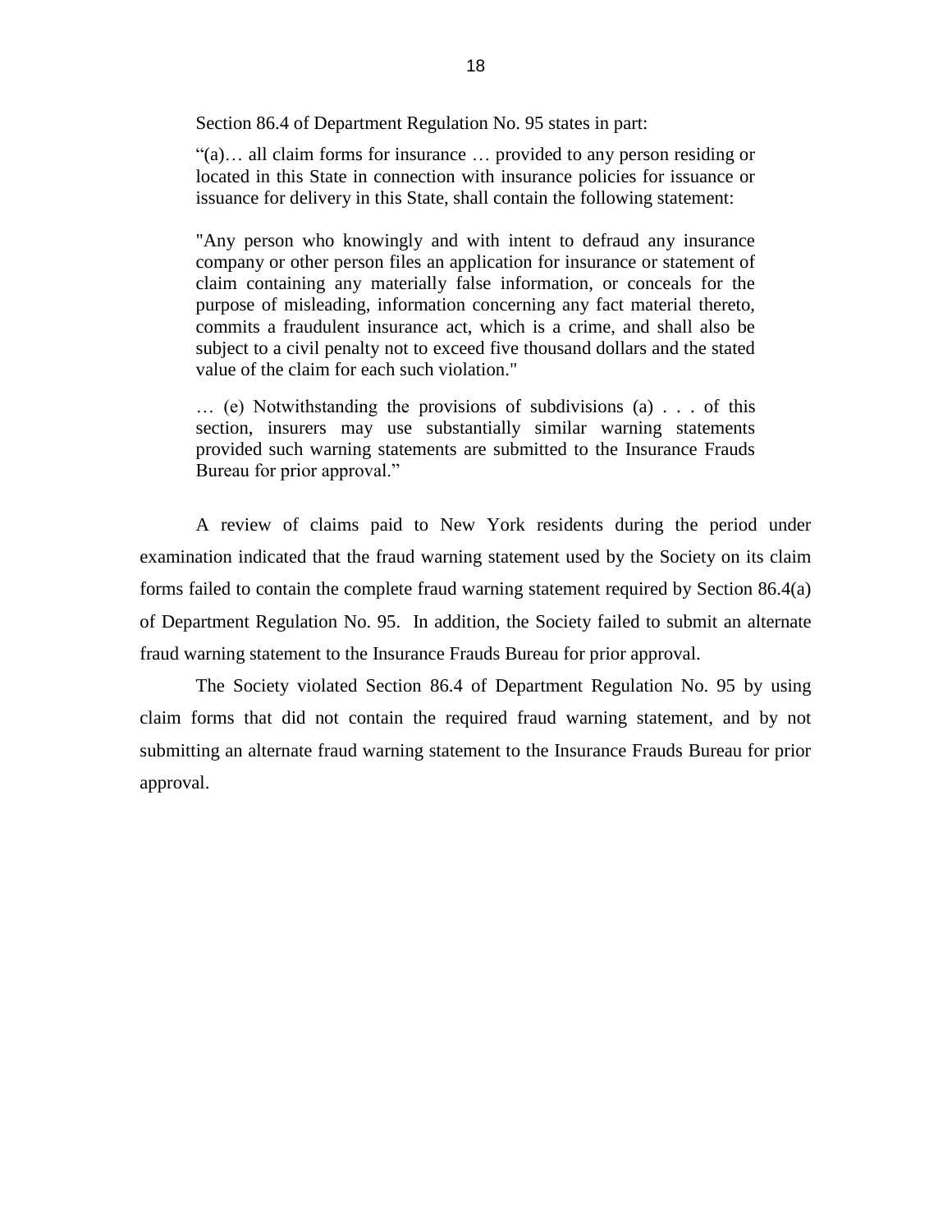Section 86.4 of Department Regulation No. 95 states in part:

> "(a)… all claim forms for insurance … provided to any person residing or located in this State in connection with insurance policies for issuance or issuance for delivery in this State, shall contain the following statement:
>
> "Any person who knowingly and with intent to defraud any insurance company or other person files an application for insurance or statement of claim containing any materially false information, or conceals for the purpose of misleading, information concerning any fact material thereto, commits a fraudulent insurance act, which is a crime, and shall also be subject to a civil penalty not to exceed five thousand dollars and the stated value of the claim for each such violation."
>
> … (e) Notwithstanding the provisions of subdivisions (a) . . . of this section, insurers may use substantially similar warning statements provided such warning statements are submitted to the Insurance Frauds Bureau for prior approval."

A review of claims paid to New York residents during the period under examination indicated that the fraud warning statement used by the Society on its claim forms failed to contain the complete fraud warning statement required by Section 86.4(a) of Department Regulation No. 95. In addition, the Society failed to submit an alternate fraud warning statement to the Insurance Frauds Bureau for prior approval.

The Society violated Section 86.4 of Department Regulation No. 95 by using claim forms that did not contain the required fraud warning statement, and by not submitting an alternate fraud warning statement to the Insurance Frauds Bureau for prior approval.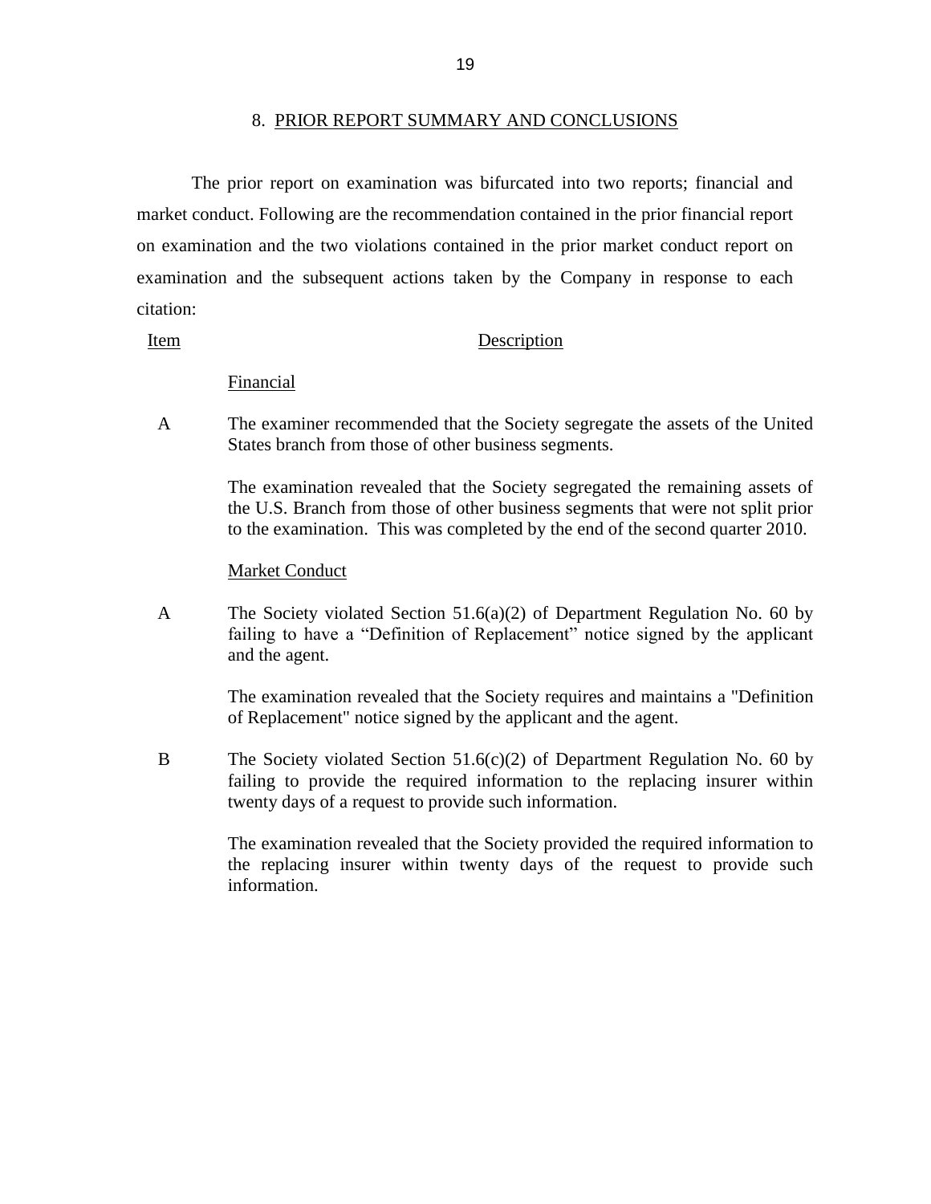## 8. PRIOR REPORT SUMMARY AND CONCLUSIONS

The prior report on examination was bifurcated into two reports; financial and market conduct. Following are the recommendation contained in the prior financial report on examination and the two violations contained in the prior market conduct report on examination and the subsequent actions taken by the Company in response to each citation:

| Item | Description |
|---|---|
| | Financial |
| A | The examiner recommended that the Society segregate the assets of the United States branch from those of other business segments.<br><br>The examination revealed that the Society segregated the remaining assets of the U.S. Branch from those of other business segments that were not split prior to the examination. This was completed by the end of the second quarter 2010. |
| | Market Conduct |
| A | The Society violated Section 51.6(a)(2) of Department Regulation No. 60 by failing to have a "Definition of Replacement" notice signed by the applicant and the agent.<br><br>The examination revealed that the Society requires and maintains a "Definition of Replacement" notice signed by the applicant and the agent. |
| B | The Society violated Section 51.6(c)(2) of Department Regulation No. 60 by failing to provide the required information to the replacing insurer within twenty days of a request to provide such information.<br><br>The examination revealed that the Society provided the required information to the replacing insurer within twenty days of the request to provide such information. |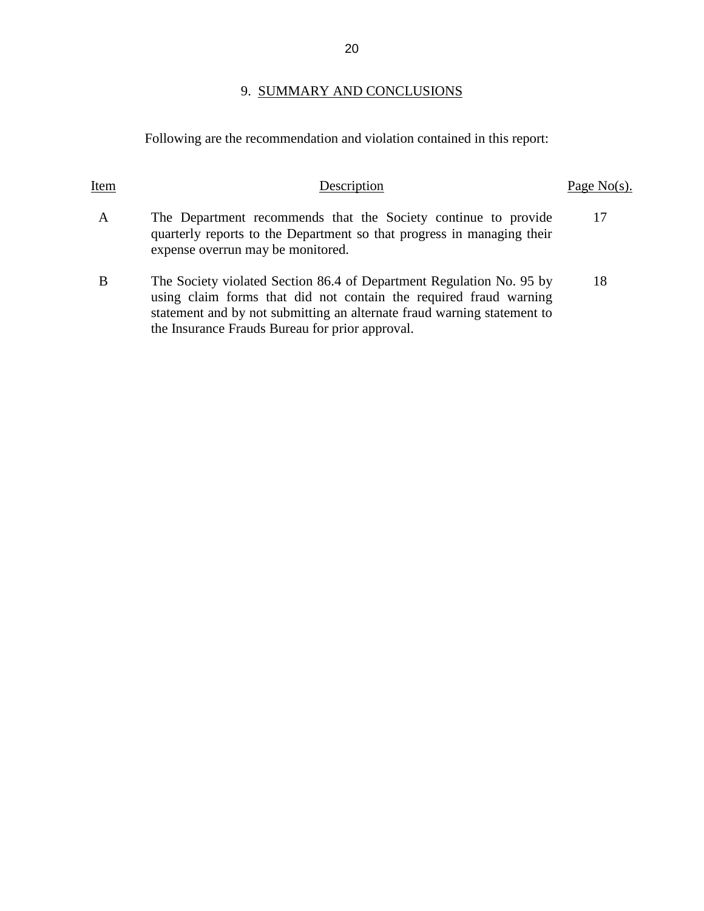## 9. SUMMARY AND CONCLUSIONS

Following are the recommendation and violation contained in this report:

| Item | Description | Page No(s). |
|---|---|---|
| A | The Department recommends that the Society continue to provide quarterly reports to the Department so that progress in managing their expense overrun may be monitored. | 17 |
| B | The Society violated Section 86.4 of Department Regulation No. 95 by using claim forms that did not contain the required fraud warning statement and by not submitting an alternate fraud warning statement to the Insurance Frauds Bureau for prior approval. | 18 |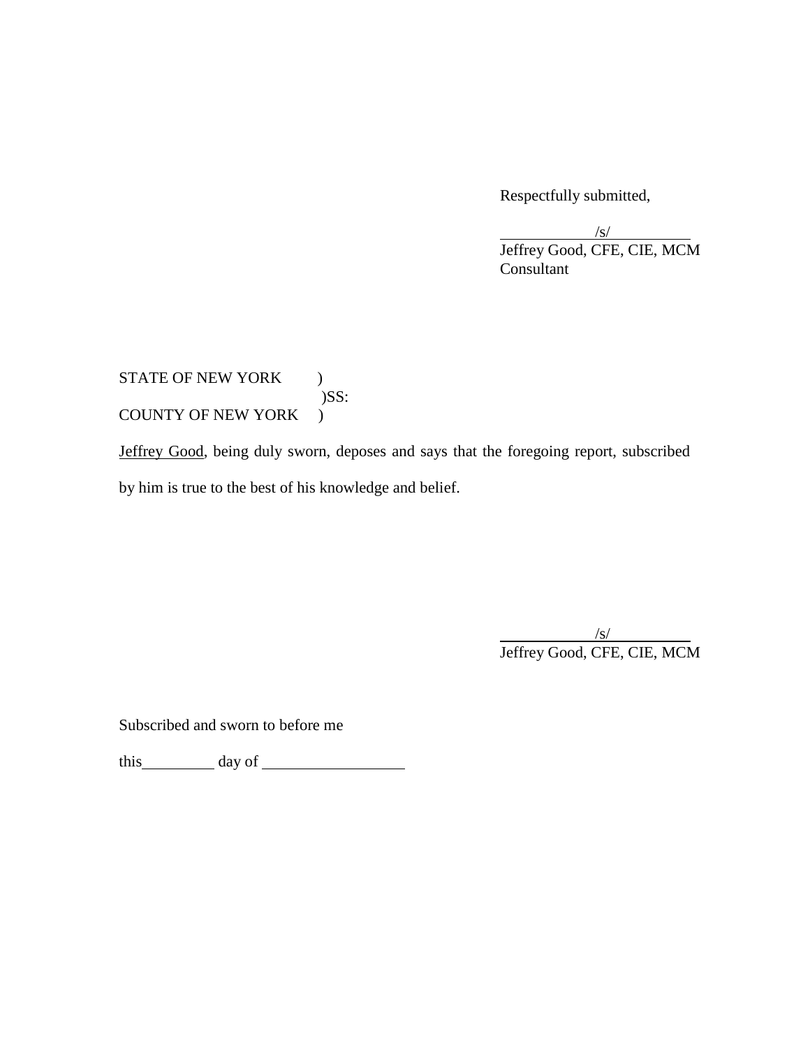Respectfully submitted,

/s/
Jeffrey Good, CFE, CIE, MCM
Consultant

STATE OF NEW YORK )
)SS:
COUNTY OF NEW YORK )

Jeffrey Good, being duly sworn, deposes and says that the foregoing report, subscribed by him is true to the best of his knowledge and belief.

/s/
Jeffrey Good, CFE, CIE, MCM

Subscribed and sworn to before me

this __________ day of ____________________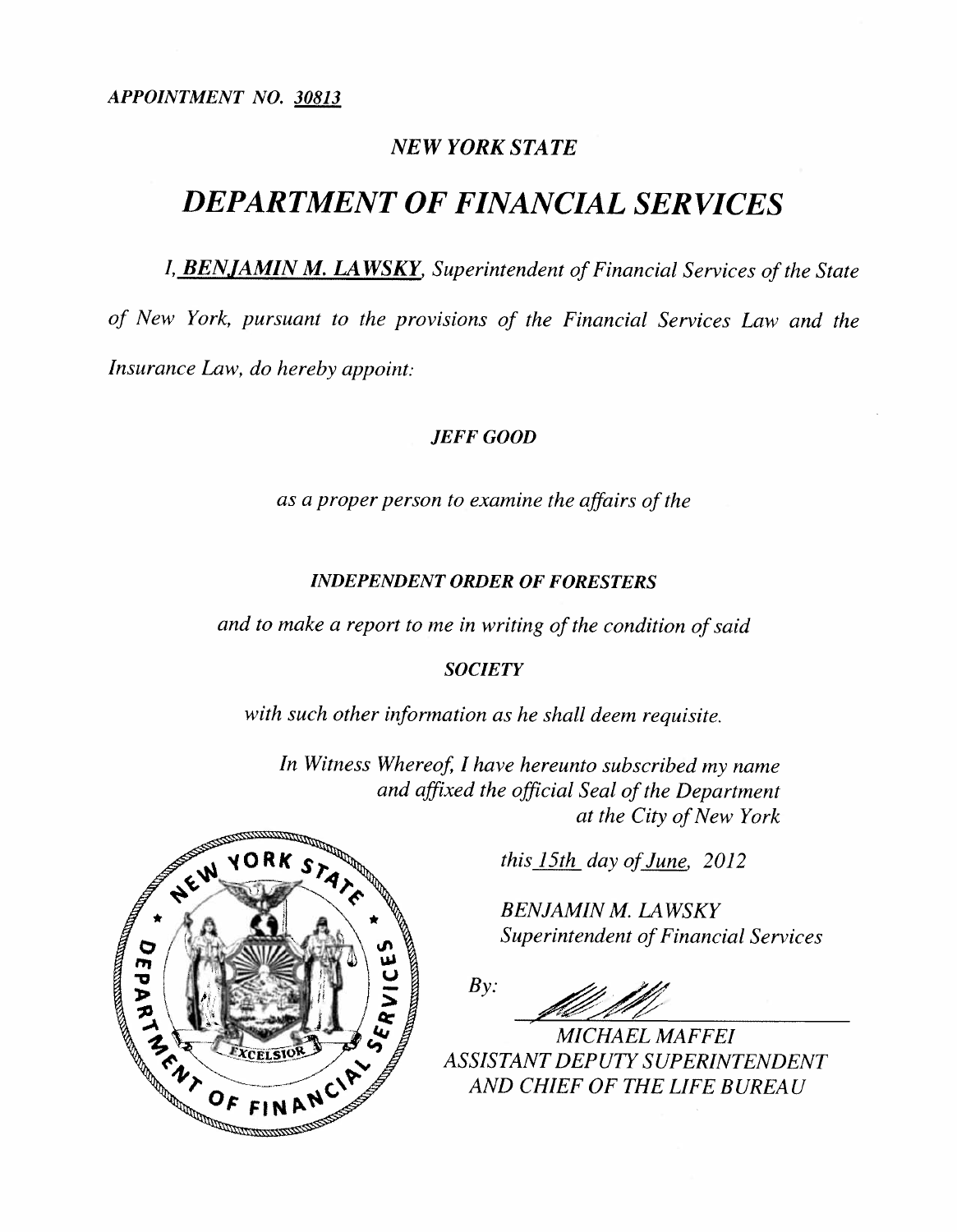*APPOINTMENT NO. 30813*

## *NEW YORK STATE*

# *DEPARTMENT OF FINANCIAL SERVICES*

*I, BENJAMIN M. LAWSKY, Superintendent of Financial Services of the State of New York, pursuant to the provisions of the Financial Services Law and the Insurance Law, do hereby appoint:*

***JEFF GOOD***

*as a proper person to examine the affairs of the*

***INDEPENDENT ORDER OF FORESTERS***

*and to make a report to me in writing of the condition of said*

***SOCIETY***

*with such other information as he shall deem requisite.*

*In Witness Whereof, I have hereunto subscribed my name and affixed the official Seal of the Department at the City of New York*

*this 15th day of June, 2012*

*BENJAMIN M. LAWSKY*
*Superintendent of Financial Services*

*By:*

*MICHAEL MAFFEI*
*ASSISTANT DEPUTY SUPERINTENDENT AND CHIEF OF THE LIFE BUREAU*